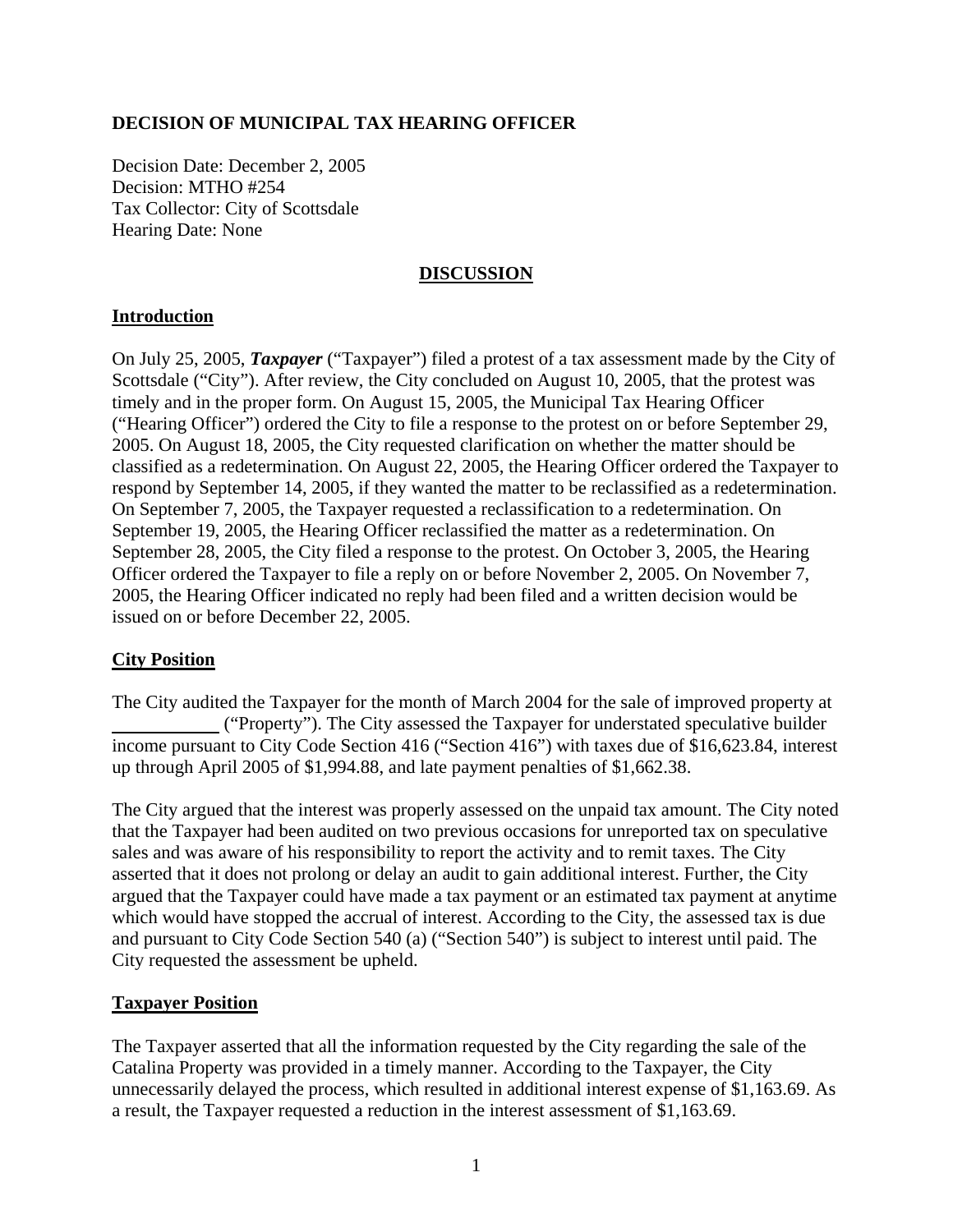**DECISION OF MUNICIPAL TAX HEARING OFFICER**

Decision Date: December 2, 2005
Decision: MTHO #254
Tax Collector: City of Scottsdale
Hearing Date: None

**DISCUSSION**

**Introduction**

On July 25, 2005, ***Taxpayer*** ("Taxpayer") filed a protest of a tax assessment made by the City of Scottsdale ("City"). After review, the City concluded on August 10, 2005, that the protest was timely and in the proper form. On August 15, 2005, the Municipal Tax Hearing Officer ("Hearing Officer") ordered the City to file a response to the protest on or before September 29, 2005. On August 18, 2005, the City requested clarification on whether the matter should be classified as a redetermination. On August 22, 2005, the Hearing Officer ordered the Taxpayer to respond by September 14, 2005, if they wanted the matter to be reclassified as a redetermination. On September 7, 2005, the Taxpayer requested a reclassification to a redetermination. On September 19, 2005, the Hearing Officer reclassified the matter as a redetermination. On September 28, 2005, the City filed a response to the protest. On October 3, 2005, the Hearing Officer ordered the Taxpayer to file a reply on or before November 2, 2005. On November 7, 2005, the Hearing Officer indicated no reply had been filed and a written decision would be issued on or before December 22, 2005.

**City Position**

The City audited the Taxpayer for the month of March 2004 for the sale of improved property at ___________ ("Property"). The City assessed the Taxpayer for understated speculative builder income pursuant to City Code Section 416 ("Section 416") with taxes due of $16,623.84, interest up through April 2005 of $1,994.88, and late payment penalties of $1,662.38.

The City argued that the interest was properly assessed on the unpaid tax amount. The City noted that the Taxpayer had been audited on two previous occasions for unreported tax on speculative sales and was aware of his responsibility to report the activity and to remit taxes. The City asserted that it does not prolong or delay an audit to gain additional interest. Further, the City argued that the Taxpayer could have made a tax payment or an estimated tax payment at anytime which would have stopped the accrual of interest. According to the City, the assessed tax is due and pursuant to City Code Section 540 (a) ("Section 540") is subject to interest until paid. The City requested the assessment be upheld.

**Taxpayer Position**

The Taxpayer asserted that all the information requested by the City regarding the sale of the Catalina Property was provided in a timely manner. According to the Taxpayer, the City unnecessarily delayed the process, which resulted in additional interest expense of $1,163.69. As a result, the Taxpayer requested a reduction in the interest assessment of $1,163.69.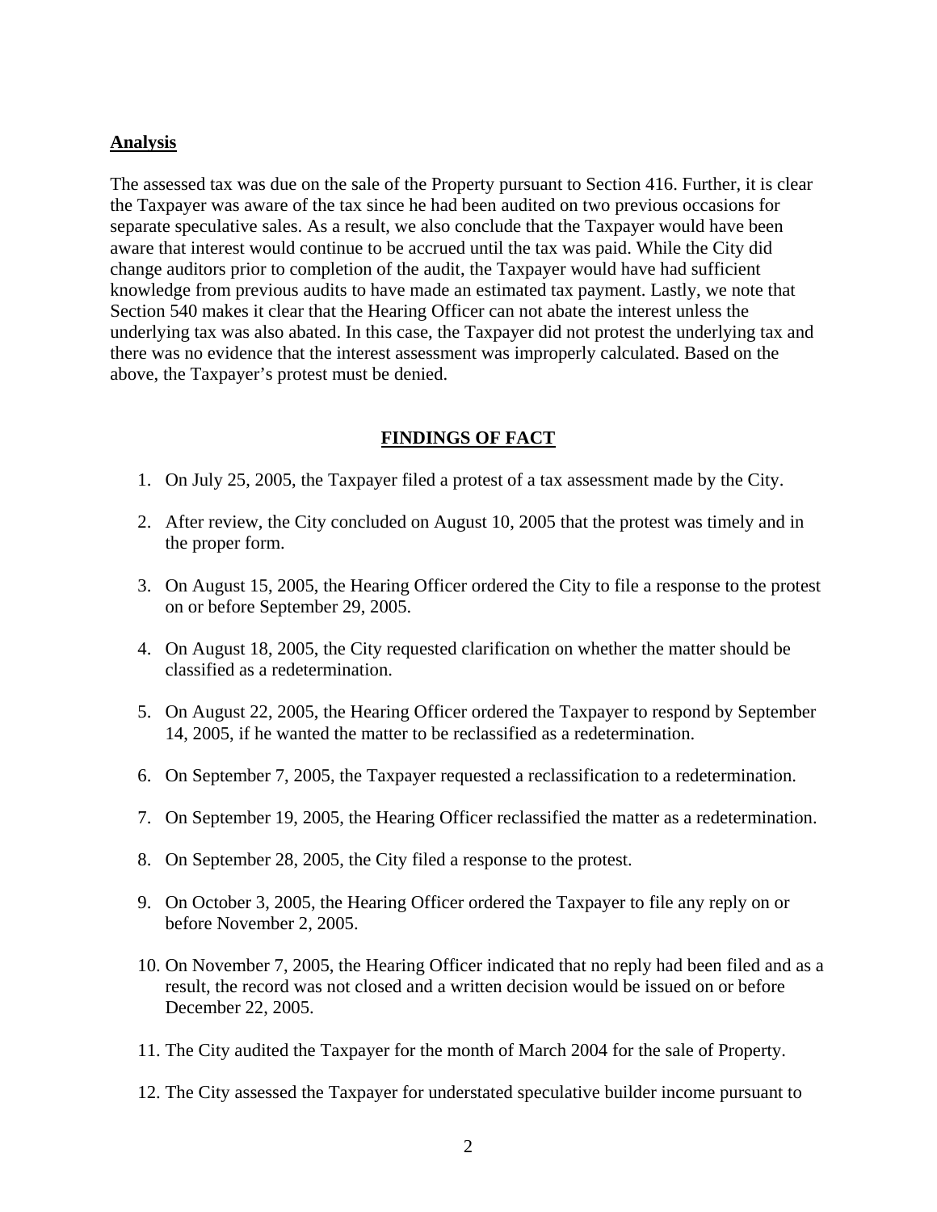## Analysis

The assessed tax was due on the sale of the Property pursuant to Section 416. Further, it is clear the Taxpayer was aware of the tax since he had been audited on two previous occasions for separate speculative sales. As a result, we also conclude that the Taxpayer would have been aware that interest would continue to be accrued until the tax was paid. While the City did change auditors prior to completion of the audit, the Taxpayer would have had sufficient knowledge from previous audits to have made an estimated tax payment. Lastly, we note that Section 540 makes it clear that the Hearing Officer can not abate the interest unless the underlying tax was also abated. In this case, the Taxpayer did not protest the underlying tax and there was no evidence that the interest assessment was improperly calculated. Based on the above, the Taxpayer's protest must be denied.

## FINDINGS OF FACT

1. On July 25, 2005, the Taxpayer filed a protest of a tax assessment made by the City.
2. After review, the City concluded on August 10, 2005 that the protest was timely and in the proper form.
3. On August 15, 2005, the Hearing Officer ordered the City to file a response to the protest on or before September 29, 2005.
4. On August 18, 2005, the City requested clarification on whether the matter should be classified as a redetermination.
5. On August 22, 2005, the Hearing Officer ordered the Taxpayer to respond by September 14, 2005, if he wanted the matter to be reclassified as a redetermination.
6. On September 7, 2005, the Taxpayer requested a reclassification to a redetermination.
7. On September 19, 2005, the Hearing Officer reclassified the matter as a redetermination.
8. On September 28, 2005, the City filed a response to the protest.
9. On October 3, 2005, the Hearing Officer ordered the Taxpayer to file any reply on or before November 2, 2005.
10. On November 7, 2005, the Hearing Officer indicated that no reply had been filed and as a result, the record was not closed and a written decision would be issued on or before December 22, 2005.
11. The City audited the Taxpayer for the month of March 2004 for the sale of Property.
12. The City assessed the Taxpayer for understated speculative builder income pursuant to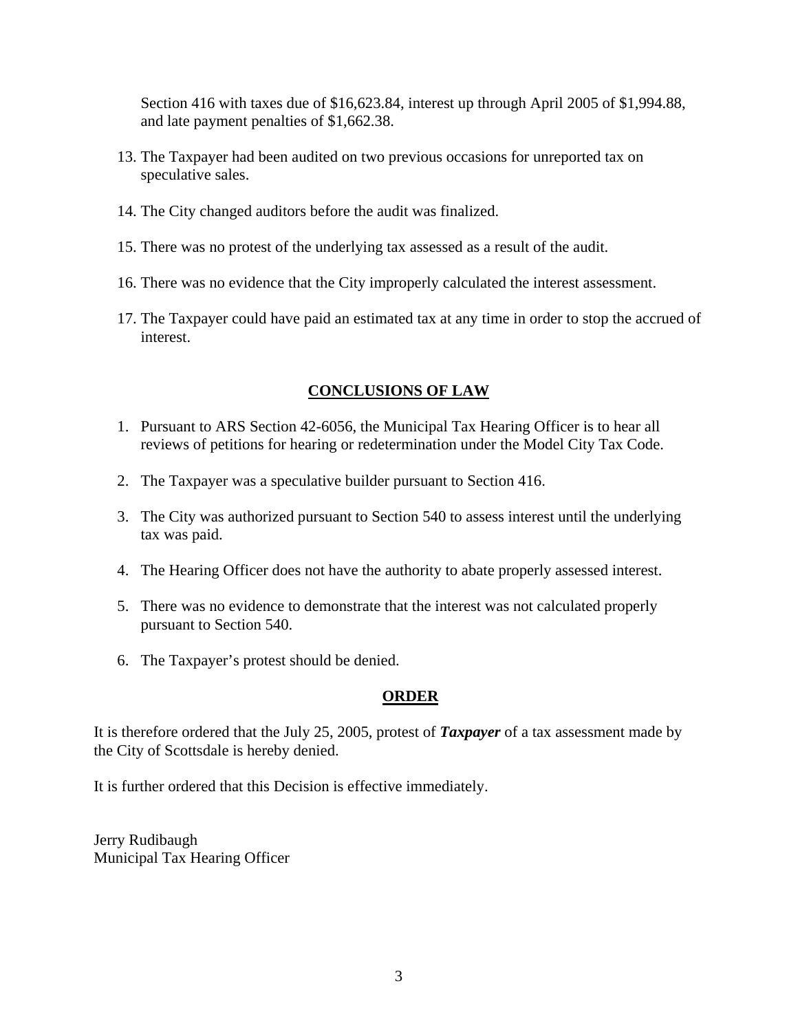Section 416 with taxes due of $16,623.84, interest up through April 2005 of $1,994.88, and late payment penalties of $1,662.38.

13. The Taxpayer had been audited on two previous occasions for unreported tax on speculative sales.

14. The City changed auditors before the audit was finalized.

15. There was no protest of the underlying tax assessed as a result of the audit.

16. There was no evidence that the City improperly calculated the interest assessment.

17. The Taxpayer could have paid an estimated tax at any time in order to stop the accrued of interest.

## CONCLUSIONS OF LAW

1. Pursuant to ARS Section 42-6056, the Municipal Tax Hearing Officer is to hear all reviews of petitions for hearing or redetermination under the Model City Tax Code.

2. The Taxpayer was a speculative builder pursuant to Section 416.

3. The City was authorized pursuant to Section 540 to assess interest until the underlying tax was paid.

4. The Hearing Officer does not have the authority to abate properly assessed interest.

5. There was no evidence to demonstrate that the interest was not calculated properly pursuant to Section 540.

6. The Taxpayer's protest should be denied.

## ORDER

It is therefore ordered that the July 25, 2005, protest of ***Taxpayer*** of a tax assessment made by the City of Scottsdale is hereby denied.

It is further ordered that this Decision is effective immediately.

Jerry Rudibaugh
Municipal Tax Hearing Officer